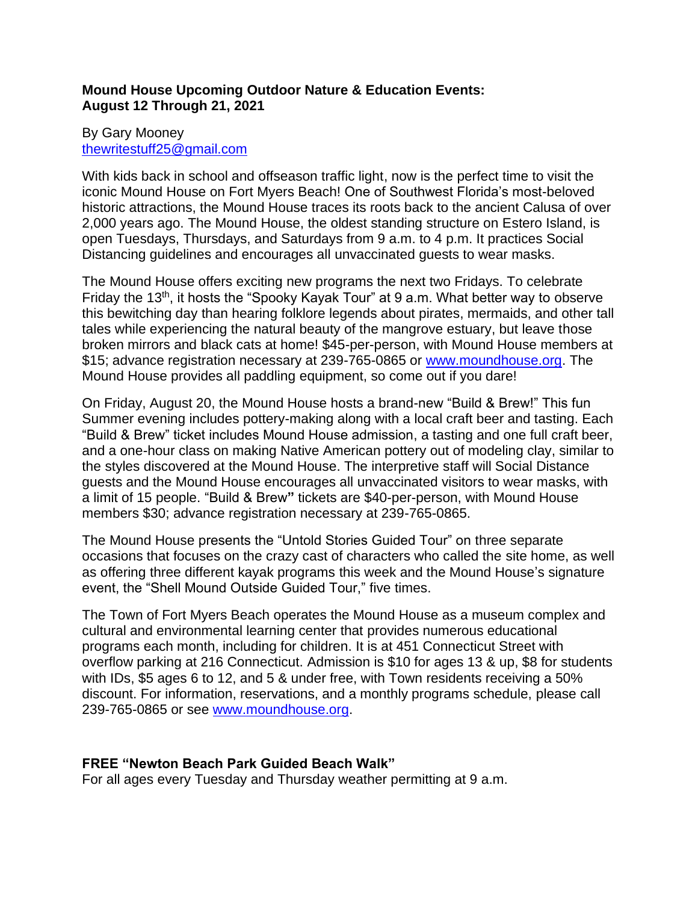**Mound House Upcoming Outdoor Nature & Education Events:**
**August 12 Through 21, 2021**

By Gary Mooney
thewritestuff25@gmail.com

With kids back in school and offseason traffic light, now is the perfect time to visit the iconic Mound House on Fort Myers Beach! One of Southwest Florida's most-beloved historic attractions, the Mound House traces its roots back to the ancient Calusa of over 2,000 years ago. The Mound House, the oldest standing structure on Estero Island, is open Tuesdays, Thursdays, and Saturdays from 9 a.m. to 4 p.m. It practices Social Distancing guidelines and encourages all unvaccinated guests to wear masks.

The Mound House offers exciting new programs the next two Fridays. To celebrate Friday the 13th, it hosts the "Spooky Kayak Tour" at 9 a.m. What better way to observe this bewitching day than hearing folklore legends about pirates, mermaids, and other tall tales while experiencing the natural beauty of the mangrove estuary, but leave those broken mirrors and black cats at home! $45-per-person, with Mound House members at $15; advance registration necessary at 239-765-0865 or www.moundhouse.org. The Mound House provides all paddling equipment, so come out if you dare!

On Friday, August 20, the Mound House hosts a brand-new "Build & Brew!" This fun Summer evening includes pottery-making along with a local craft beer and tasting. Each "Build & Brew" ticket includes Mound House admission, a tasting and one full craft beer, and a one-hour class on making Native American pottery out of modeling clay, similar to the styles discovered at the Mound House. The interpretive staff will Social Distance guests and the Mound House encourages all unvaccinated visitors to wear masks, with a limit of 15 people. "Build & Brew" tickets are $40-per-person, with Mound House members $30; advance registration necessary at 239-765-0865.

The Mound House presents the "Untold Stories Guided Tour" on three separate occasions that focuses on the crazy cast of characters who called the site home, as well as offering three different kayak programs this week and the Mound House's signature event, the "Shell Mound Outside Guided Tour," five times.

The Town of Fort Myers Beach operates the Mound House as a museum complex and cultural and environmental learning center that provides numerous educational programs each month, including for children. It is at 451 Connecticut Street with overflow parking at 216 Connecticut. Admission is $10 for ages 13 & up, $8 for students with IDs, $5 ages 6 to 12, and 5 & under free, with Town residents receiving a 50% discount. For information, reservations, and a monthly programs schedule, please call 239-765-0865 or see www.moundhouse.org.

**FREE "Newton Beach Park Guided Beach Walk"**
For all ages every Tuesday and Thursday weather permitting at 9 a.m.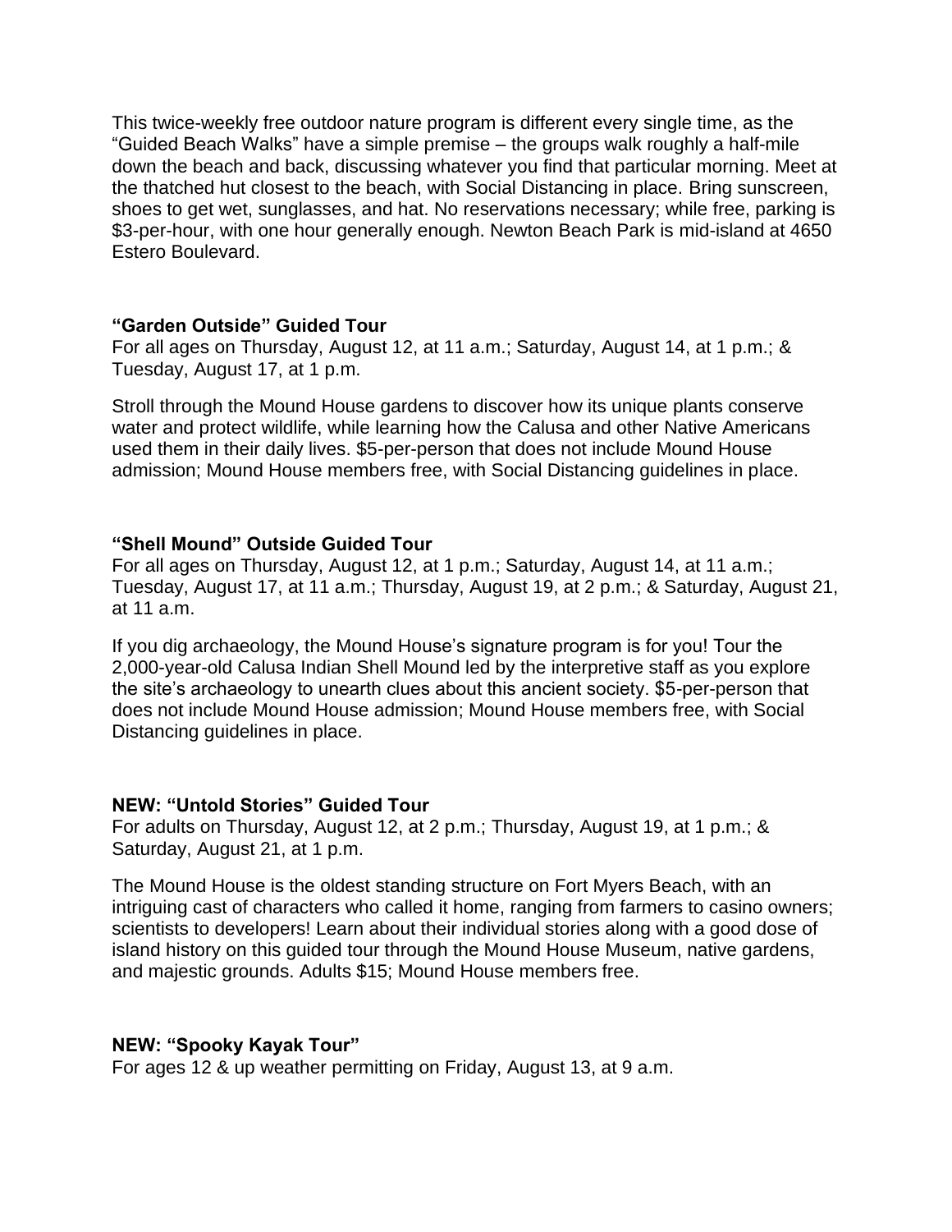This twice-weekly free outdoor nature program is different every single time, as the "Guided Beach Walks" have a simple premise – the groups walk roughly a half-mile down the beach and back, discussing whatever you find that particular morning. Meet at the thatched hut closest to the beach, with Social Distancing in place. Bring sunscreen, shoes to get wet, sunglasses, and hat. No reservations necessary; while free, parking is $3-per-hour, with one hour generally enough. Newton Beach Park is mid-island at 4650 Estero Boulevard.

**"Garden Outside" Guided Tour**
For all ages on Thursday, August 12, at 11 a.m.; Saturday, August 14, at 1 p.m.; & Tuesday, August 17, at 1 p.m.

Stroll through the Mound House gardens to discover how its unique plants conserve water and protect wildlife, while learning how the Calusa and other Native Americans used them in their daily lives. $5-per-person that does not include Mound House admission; Mound House members free, with Social Distancing guidelines in place.

**"Shell Mound" Outside Guided Tour**
For all ages on Thursday, August 12, at 1 p.m.; Saturday, August 14, at 11 a.m.; Tuesday, August 17, at 11 a.m.; Thursday, August 19, at 2 p.m.; & Saturday, August 21, at 11 a.m.

If you dig archaeology, the Mound House's signature program is for you! Tour the 2,000-year-old Calusa Indian Shell Mound led by the interpretive staff as you explore the site's archaeology to unearth clues about this ancient society. $5-per-person that does not include Mound House admission; Mound House members free, with Social Distancing guidelines in place.

**NEW: "Untold Stories" Guided Tour**
For adults on Thursday, August 12, at 2 p.m.; Thursday, August 19, at 1 p.m.; & Saturday, August 21, at 1 p.m.

The Mound House is the oldest standing structure on Fort Myers Beach, with an intriguing cast of characters who called it home, ranging from farmers to casino owners; scientists to developers! Learn about their individual stories along with a good dose of island history on this guided tour through the Mound House Museum, native gardens, and majestic grounds. Adults $15; Mound House members free.

**NEW: "Spooky Kayak Tour"**
For ages 12 & up weather permitting on Friday, August 13, at 9 a.m.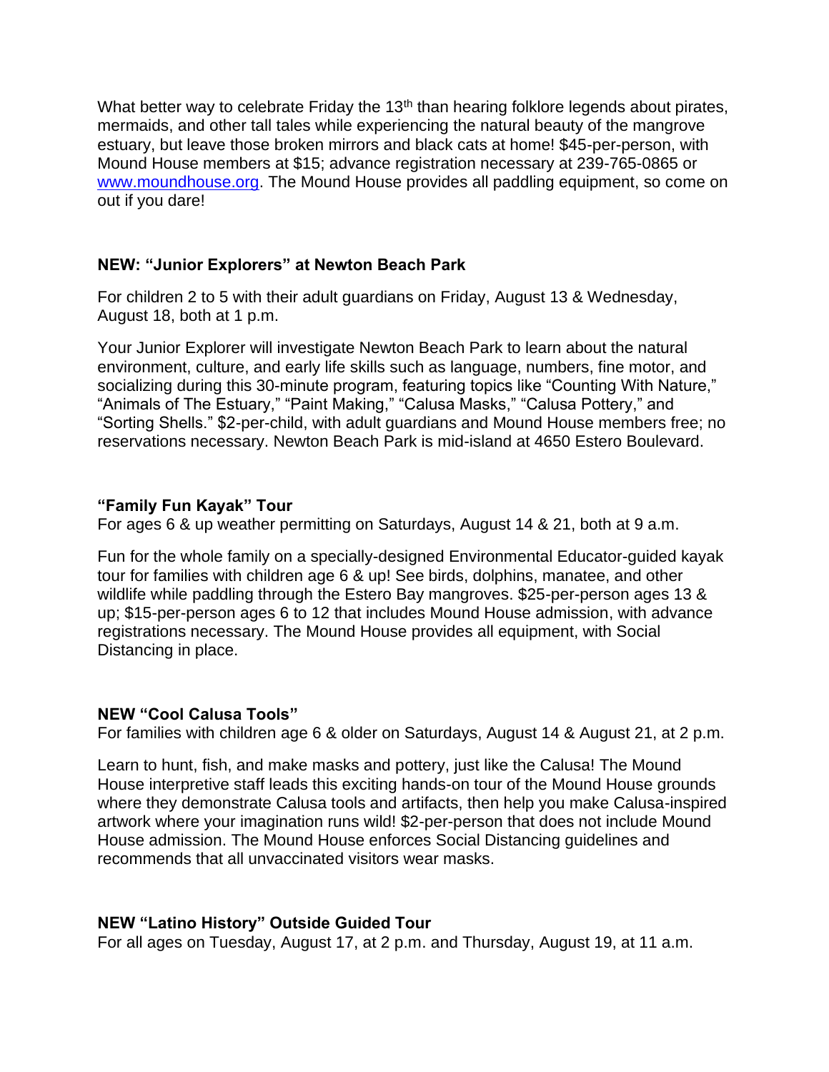What better way to celebrate Friday the 13th than hearing folklore legends about pirates, mermaids, and other tall tales while experiencing the natural beauty of the mangrove estuary, but leave those broken mirrors and black cats at home! $45-per-person, with Mound House members at $15; advance registration necessary at 239-765-0865 or [www.moundhouse.org](http://www.moundhouse.org). The Mound House provides all paddling equipment, so come on out if you dare!

**NEW: "Junior Explorers" at Newton Beach Park**

For children 2 to 5 with their adult guardians on Friday, August 13 & Wednesday, August 18, both at 1 p.m.

Your Junior Explorer will investigate Newton Beach Park to learn about the natural environment, culture, and early life skills such as language, numbers, fine motor, and socializing during this 30-minute program, featuring topics like "Counting With Nature," "Animals of The Estuary," "Paint Making," "Calusa Masks," "Calusa Pottery," and "Sorting Shells." $2-per-child, with adult guardians and Mound House members free; no reservations necessary. Newton Beach Park is mid-island at 4650 Estero Boulevard.

**"Family Fun Kayak" Tour**
For ages 6 & up weather permitting on Saturdays, August 14 & 21, both at 9 a.m.

Fun for the whole family on a specially-designed Environmental Educator-guided kayak tour for families with children age 6 & up! See birds, dolphins, manatee, and other wildlife while paddling through the Estero Bay mangroves. $25-per-person ages 13 & up; $15-per-person ages 6 to 12 that includes Mound House admission, with advance registrations necessary. The Mound House provides all equipment, with Social Distancing in place.

**NEW "Cool Calusa Tools"**
For families with children age 6 & older on Saturdays, August 14 & August 21, at 2 p.m.

Learn to hunt, fish, and make masks and pottery, just like the Calusa! The Mound House interpretive staff leads this exciting hands-on tour of the Mound House grounds where they demonstrate Calusa tools and artifacts, then help you make Calusa-inspired artwork where your imagination runs wild! $2-per-person that does not include Mound House admission. The Mound House enforces Social Distancing guidelines and recommends that all unvaccinated visitors wear masks.

**NEW "Latino History" Outside Guided Tour**
For all ages on Tuesday, August 17, at 2 p.m. and Thursday, August 19, at 11 a.m.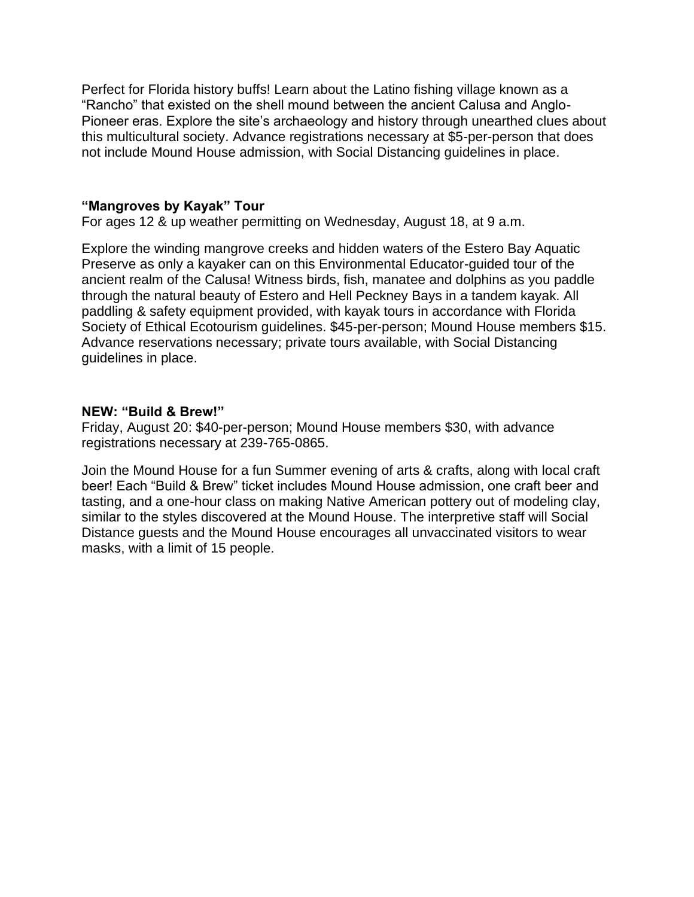Perfect for Florida history buffs! Learn about the Latino fishing village known as a "Rancho" that existed on the shell mound between the ancient Calusa and Anglo-Pioneer eras. Explore the site's archaeology and history through unearthed clues about this multicultural society. Advance registrations necessary at $5-per-person that does not include Mound House admission, with Social Distancing guidelines in place.

**"Mangroves by Kayak" Tour**
For ages 12 & up weather permitting on Wednesday, August 18, at 9 a.m.

Explore the winding mangrove creeks and hidden waters of the Estero Bay Aquatic Preserve as only a kayaker can on this Environmental Educator-guided tour of the ancient realm of the Calusa! Witness birds, fish, manatee and dolphins as you paddle through the natural beauty of Estero and Hell Peckney Bays in a tandem kayak. All paddling & safety equipment provided, with kayak tours in accordance with Florida Society of Ethical Ecotourism guidelines. $45-per-person; Mound House members $15. Advance reservations necessary; private tours available, with Social Distancing guidelines in place.

**NEW: "Build & Brew!"**
Friday, August 20: $40-per-person; Mound House members $30, with advance registrations necessary at 239-765-0865.

Join the Mound House for a fun Summer evening of arts & crafts, along with local craft beer! Each "Build & Brew" ticket includes Mound House admission, one craft beer and tasting, and a one-hour class on making Native American pottery out of modeling clay, similar to the styles discovered at the Mound House. The interpretive staff will Social Distance guests and the Mound House encourages all unvaccinated visitors to wear masks, with a limit of 15 people.